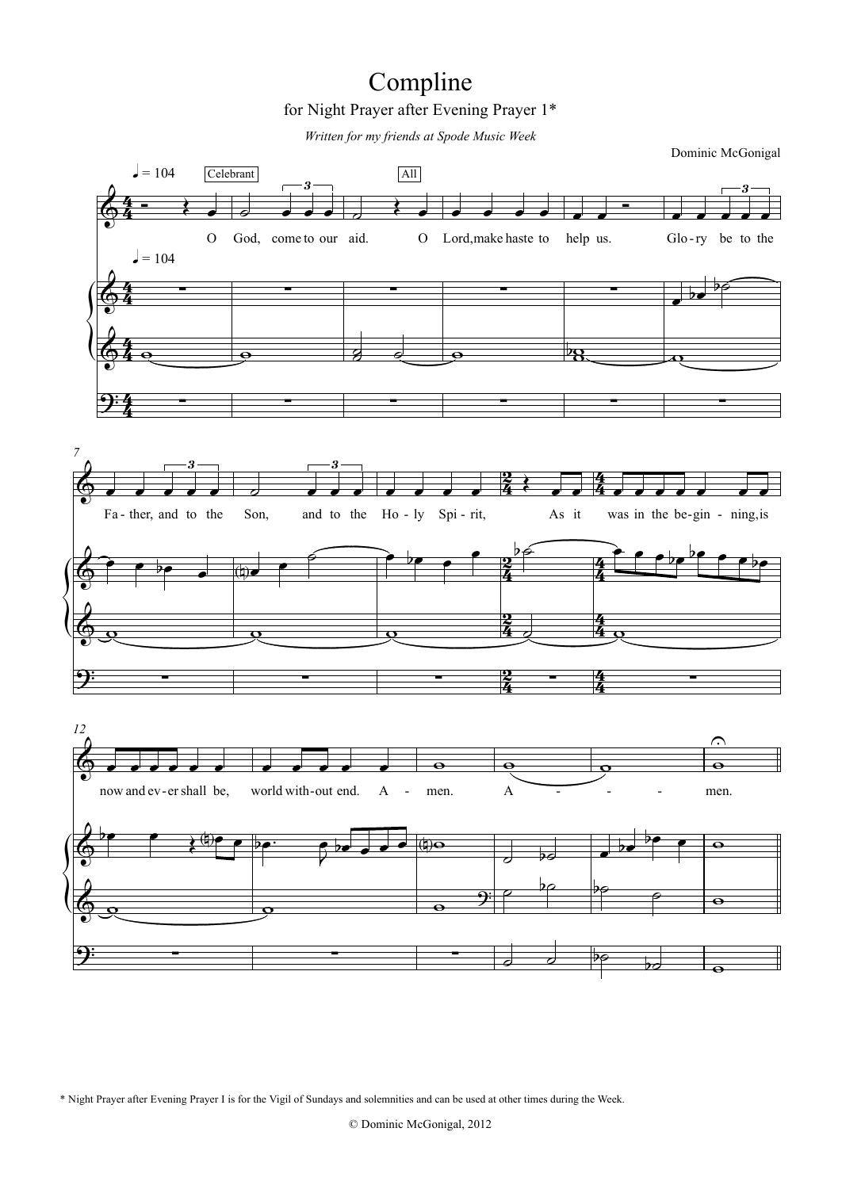# Compline

for Night Prayer after Evening Prayer 1*

*Written for my friends at Spode Music Week*

Dominic McGonigal

♩ = 104

Celebrant: O God, come to our aid.

All: O Lord, make haste to help us. Glo-ry be to the Fa-ther, and to the Son, and to the Ho-ly Spi-rit, As it was in the be-gin-ning, is now and ev-er shall be, world with-out end. A-men. A - - - men.

\* Night Prayer after Evening Prayer I is for the Vigil of Sundays and solemnities and can be used at other times during the Week.

© Dominic McGonigal, 2012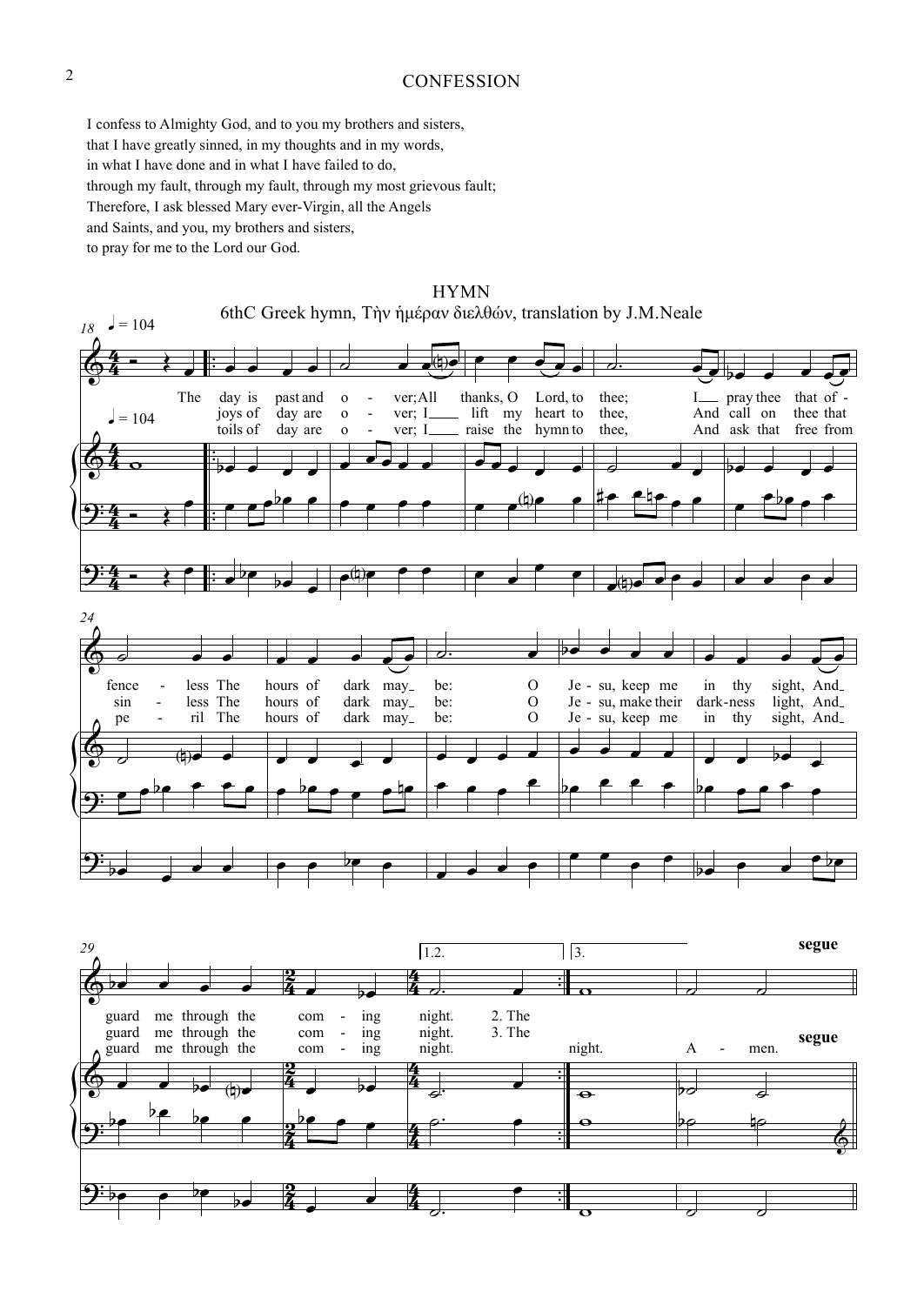## CONFESSION

I confess to Almighty God, and to you my brothers and sisters,
that I have greatly sinned, in my thoughts and in my words,
in what I have done and in what I have failed to do,
through my fault, through my fault, through my most grievous fault;
Therefore, I ask blessed Mary ever-Virgin, all the Angels
and Saints, and you, my brothers and sisters,
to pray for me to the Lord our God.

## HYMN

6thC Greek hymn, Τὴν ἡμέραν διελθών, translation by J.M.Neale

1. The day is past and over; All thanks, O Lord, to thee; I pray thee that offenceless The hours of dark may be: O Jesu, keep me in thy sight, And guard me through the coming night.

2. The joys of day are over; I lift my heart to thee, And call on thee that sinless The hours of dark may be: O Jesu, make their darkness light, And guard me through the coming night.

3. The toils of day are over; I raise the hymn to thee, And ask that free from peril The hours of dark may be: O Jesu, keep me in thy sight, And guard me through the coming night. Amen.

**segue**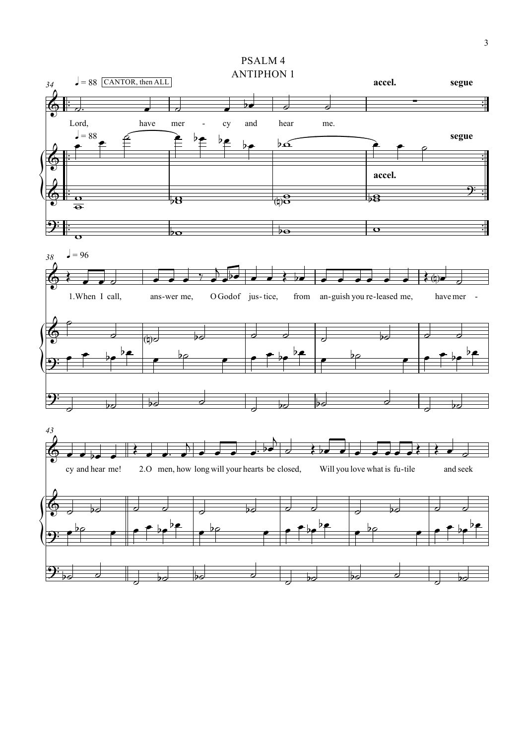# PSALM 4

## ANTIPHON 1

♩ = 88 CANTOR, then ALL — accel. — segue

Lord, have mer - cy and hear me.

♩ = 96

1.When I call, ans-wer me, O God of jus- tice, from an-guish you re-leased me, have mer - cy and hear me!

2.O men, how long will your hearts be closed, Will you love what is fu-tile and seek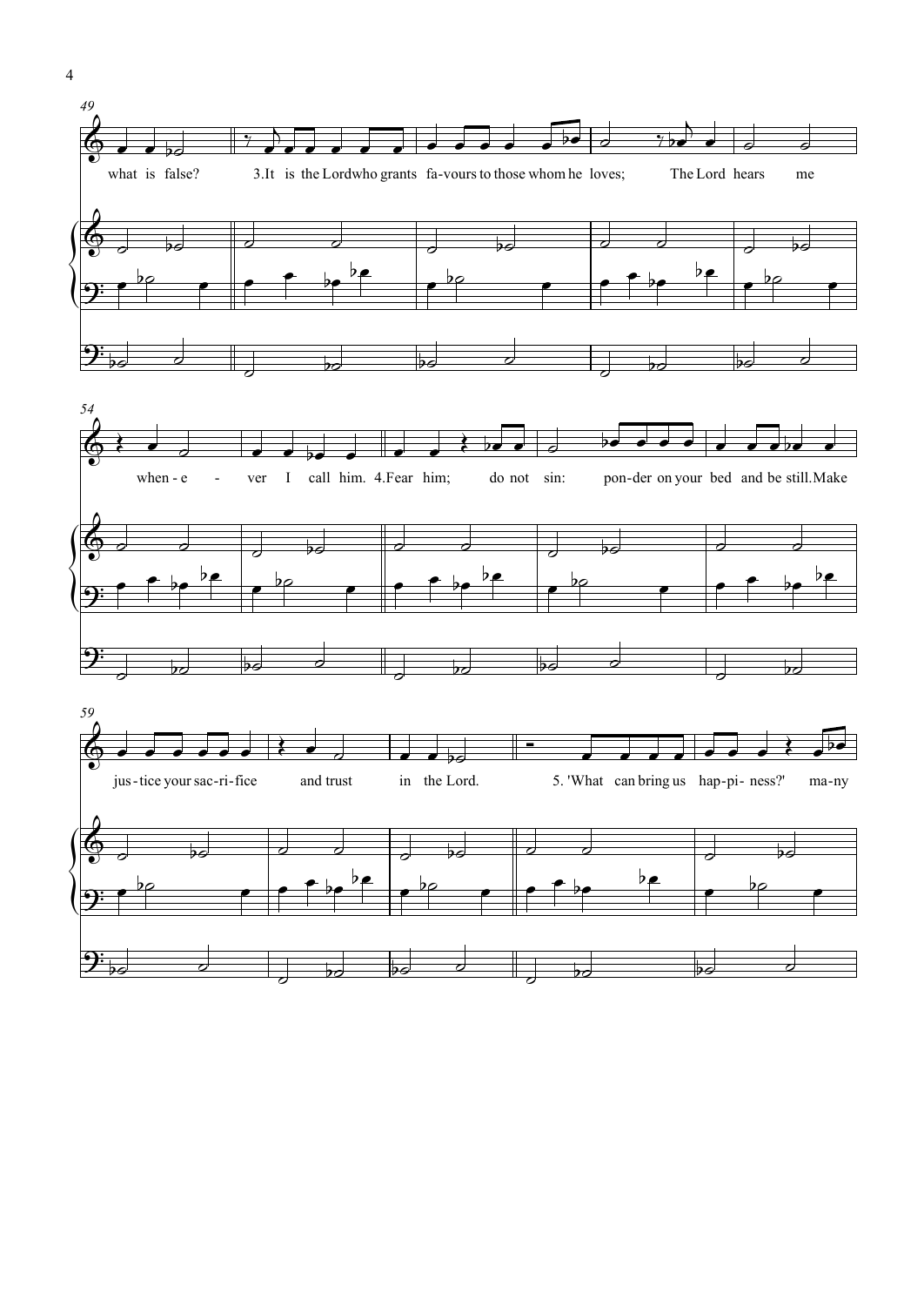49

what is false? 3.It is the Lord who grants fa-vours to those whom he loves; The Lord hears me

54

when-e - ver I call him. 4.Fear him; do not sin: pon-der on your bed and be still. Make

59

jus-tice your sac-ri-fice and trust in the Lord. 5. 'What can bring us hap-pi- ness?' ma-ny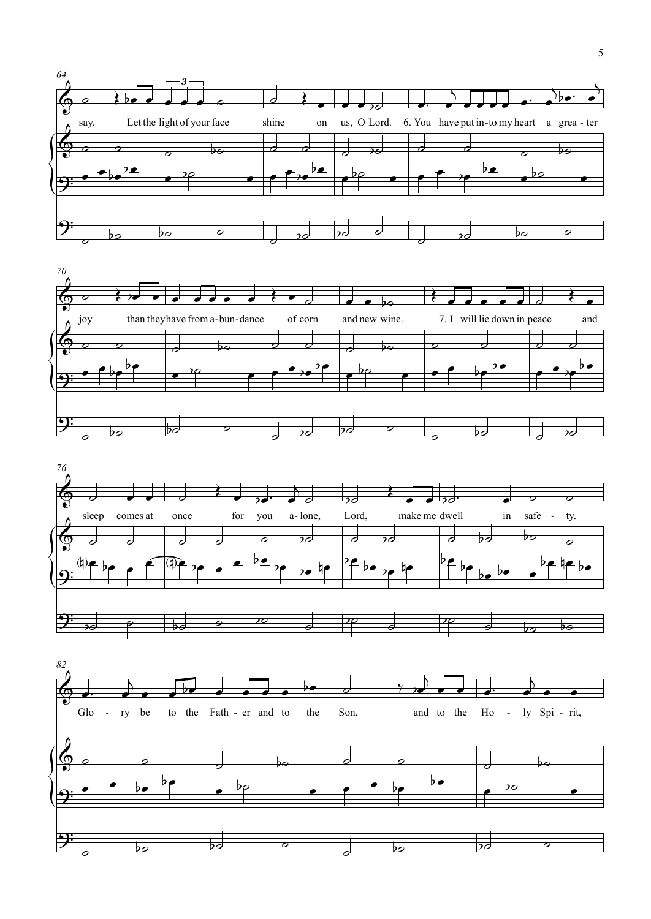64

say. Let the light of your face shine on us, O Lord. 6. You have put in-to my heart a grea - ter

70

joy than they have from a-bun-dance of corn and new wine. 7. I will lie down in peace and

76

sleep comes at once for you a- lone, Lord, make me dwell in safe - ty.

82

Glo - ry be to the Fath - er and to the Son, and to the Ho - ly Spi - rit,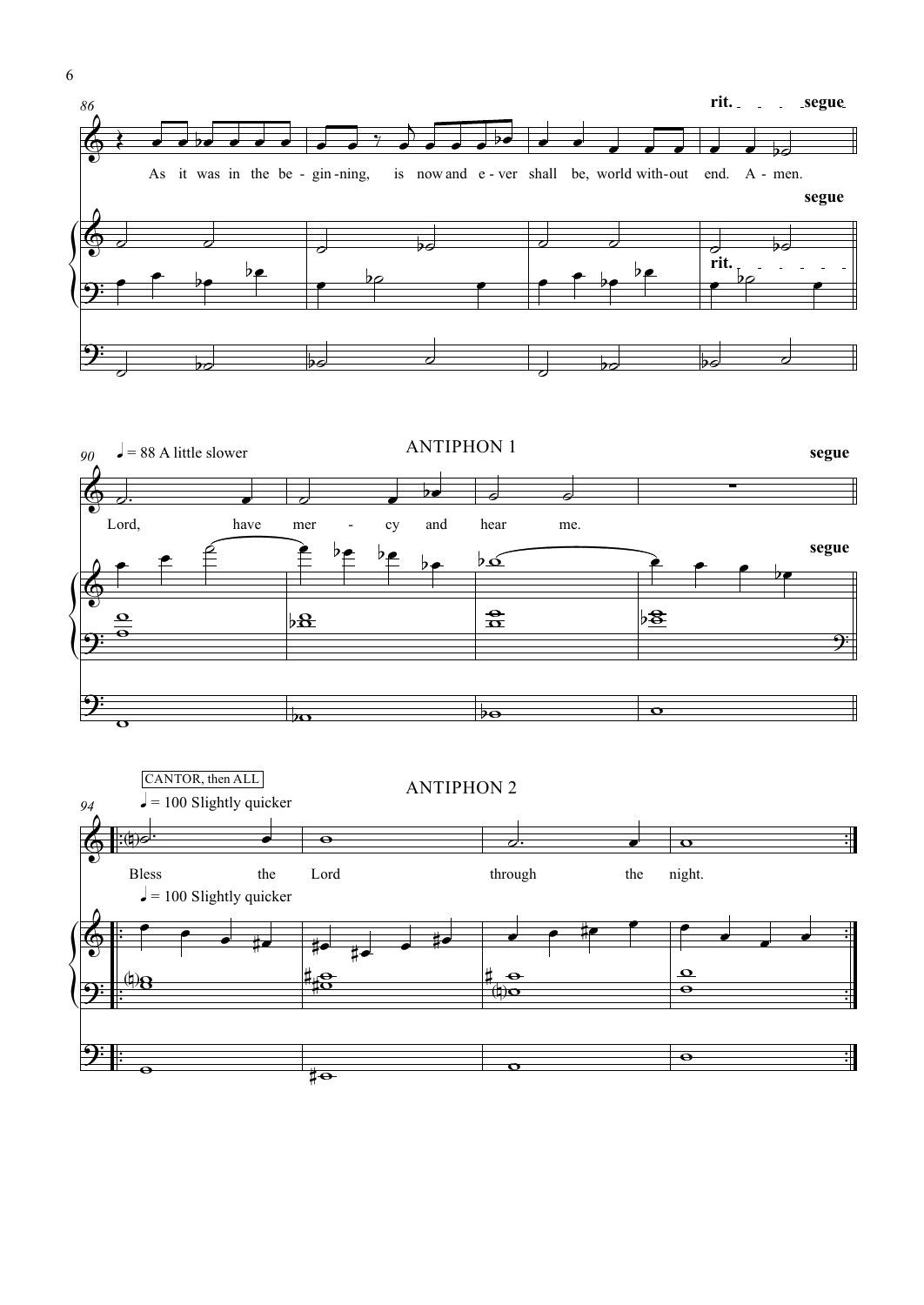86

rit. segue

As it was in the be - gin - ning, is now and e - ver shall be, world with - out end. A - men.

segue

rit.

♩ = 88 A little slower

ANTIPHON 1

segue

Lord, have mer - cy and hear me.

segue

CANTOR, then ALL

♩ = 100 Slightly quicker

ANTIPHON 2

Bless the Lord through the night.

♩ = 100 Slightly quicker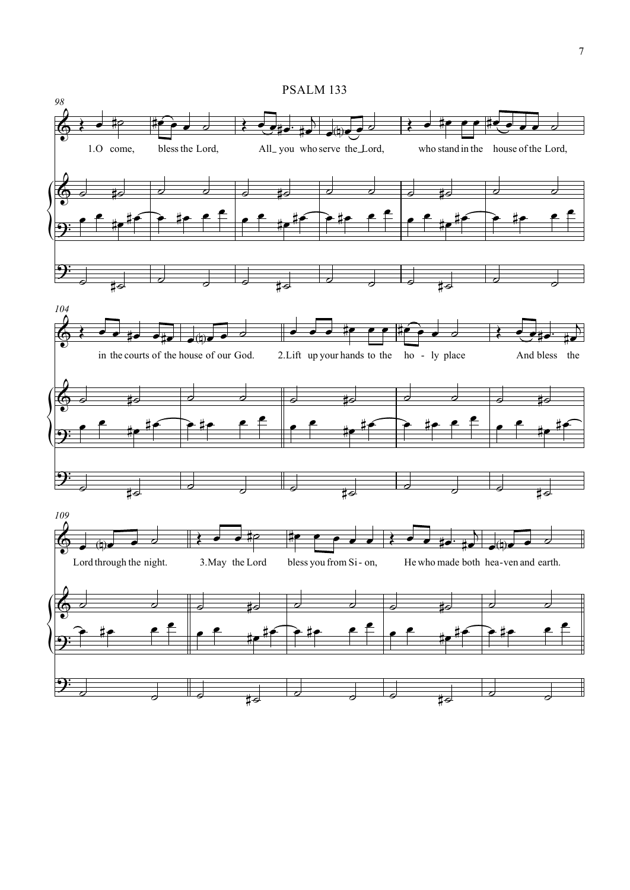# PSALM 133

98

1.O come, bless the Lord, All_ you who serve the_Lord, who stand in the house of the Lord,

104

in the courts of the house of our God. 2.Lift up your hands to the ho - ly place And bless the

109

Lord through the night. 3.May the Lord bless you from Si - on, He who made both hea-ven and earth.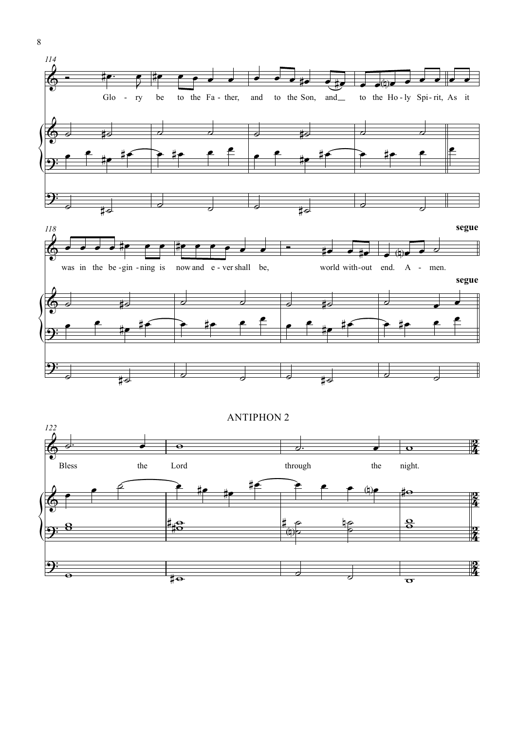114

Glo - ry be to the Fa - ther, and to the Son, and to the Ho - ly Spi - rit, As it

118

was in the be - gin - ning is now and e - ver shall be, world with - out end. A - men.

**segue**

**segue**

ANTIPHON 2

122

Bless the Lord through the night.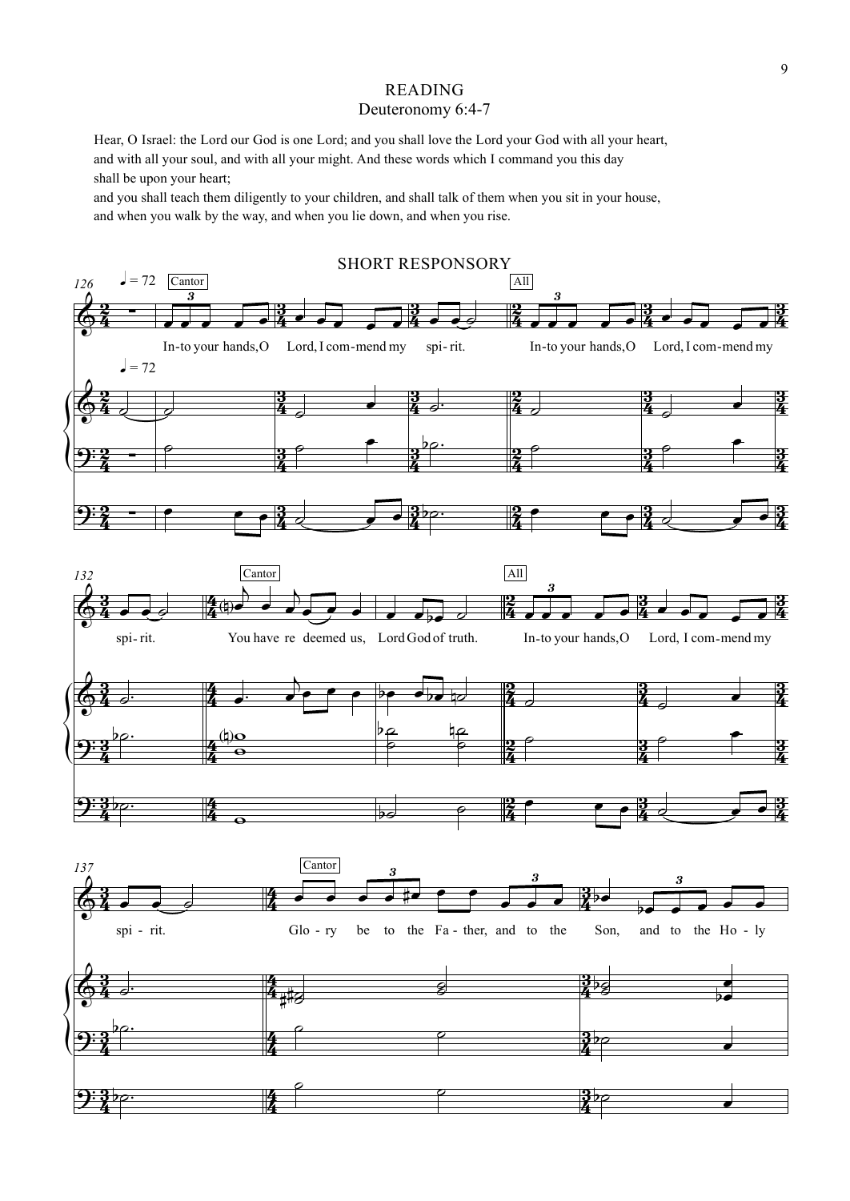## READING

### Deuteronomy 6:4-7

Hear, O Israel: the Lord our God is one Lord; and you shall love the Lord your God with all your heart, and with all your soul, and with all your might. And these words which I command you this day shall be upon your heart;
and you shall teach them diligently to your children, and shall talk of them when you sit in your house, and when you walk by the way, and when you lie down, and when you rise.

## SHORT RESPONSORY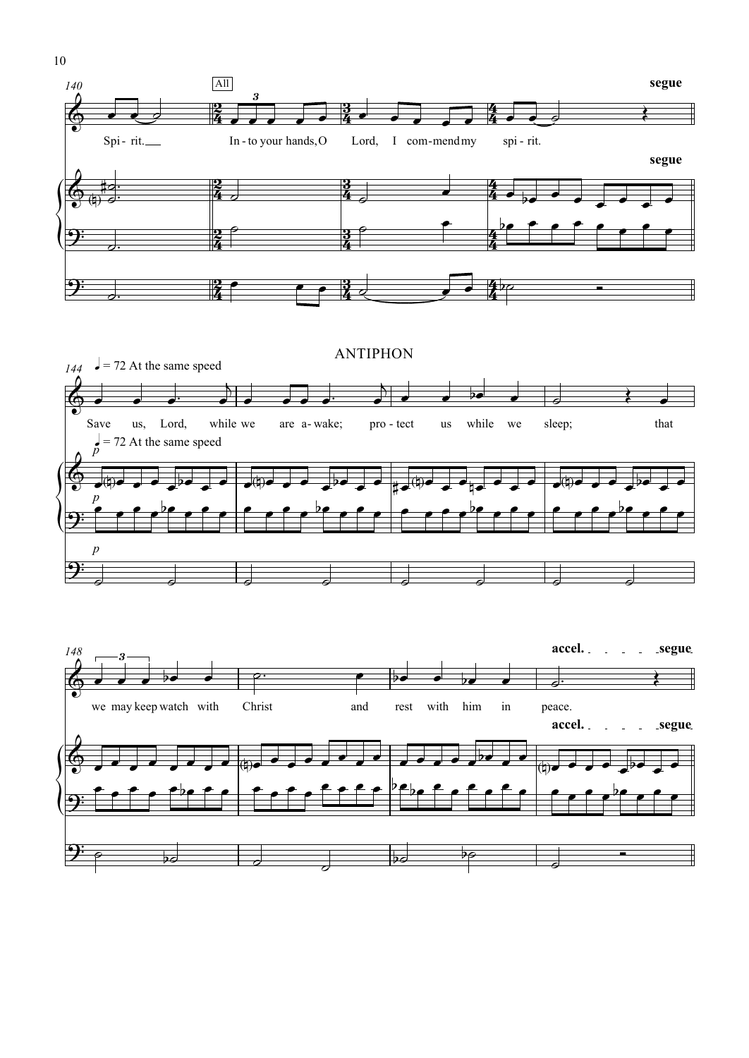140

All

Spi- rit. In - to your hands, O Lord, I com-mend my spi - rit.

segue

segue

ANTIPHON

144 ♩ = 72 At the same speed

Save us, Lord, while we are a- wake; pro - tect us while we sleep; that

♩ = 72 At the same speed

*p*

*p*

*p*

148

we may keep watch with Christ and rest with him in peace.

**accel. . . . . . segue**

**accel. . . . . . segue**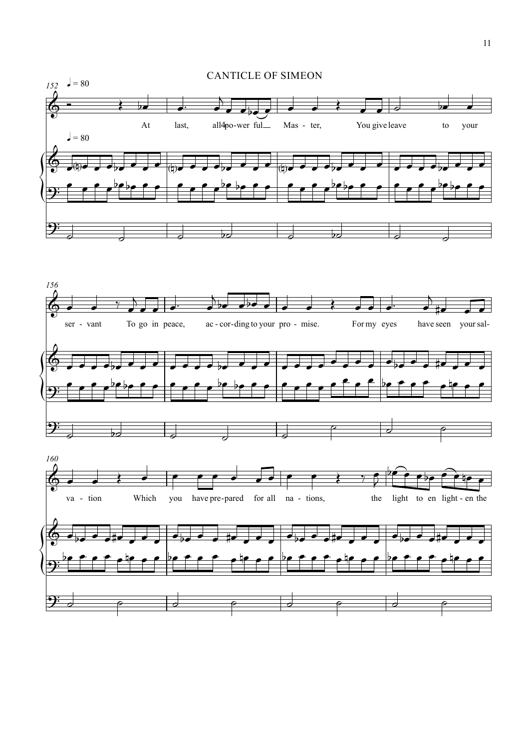# CANTICLE OF SIMEON

♩ = 80

At last, all-po-wer ful Mas - ter, You give leave to your ser - vant To go in peace, ac - cor-ding to your pro - mise. For my eyes have seen your sal- va - tion Which you have pre-pared for all na - tions, the light to en light - en the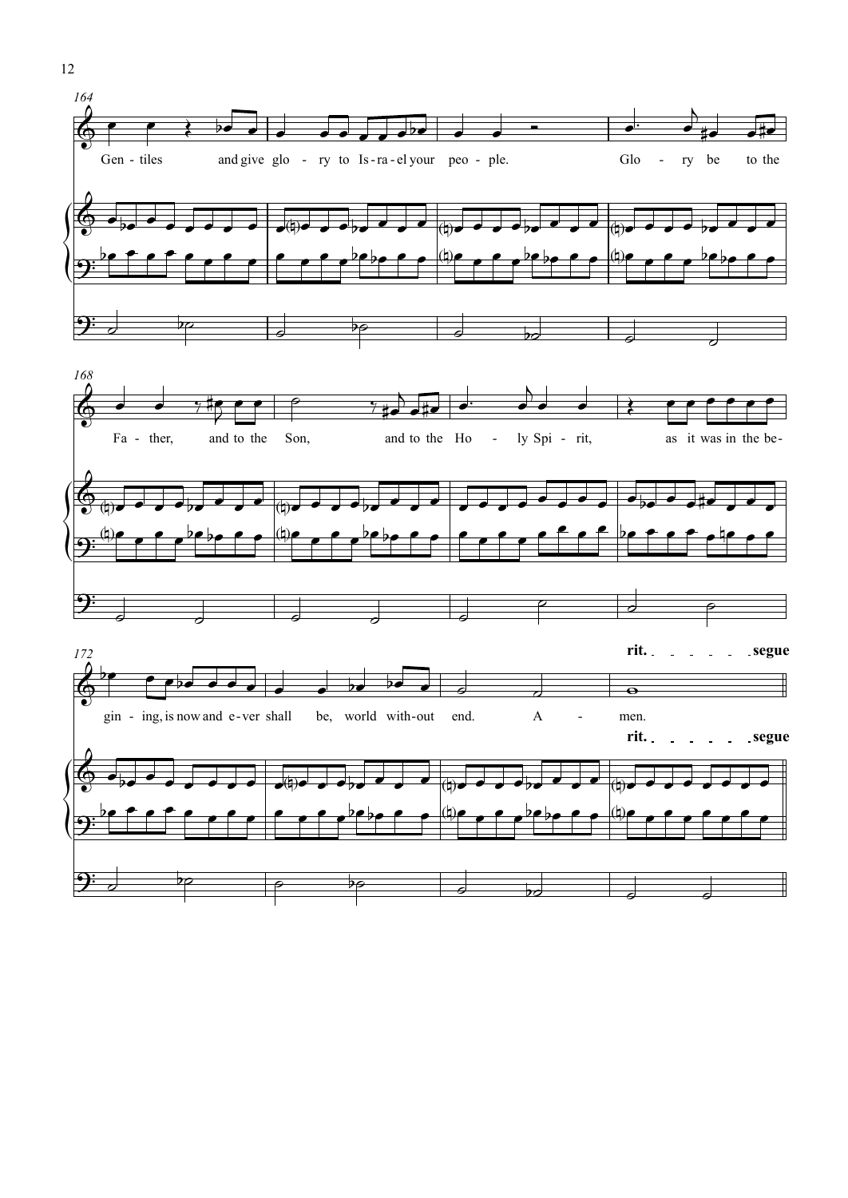164

Gen - tiles and give glo - ry to Is - ra - el your peo - ple. Glo - ry be to the

168

Fa - ther, and to the Son, and to the Ho - ly Spi - rit, as it was in the be-

172

gin - ing, is now and e - ver shall be, world with - out end. A - men.

**rit.** **segue**

**rit.** **segue**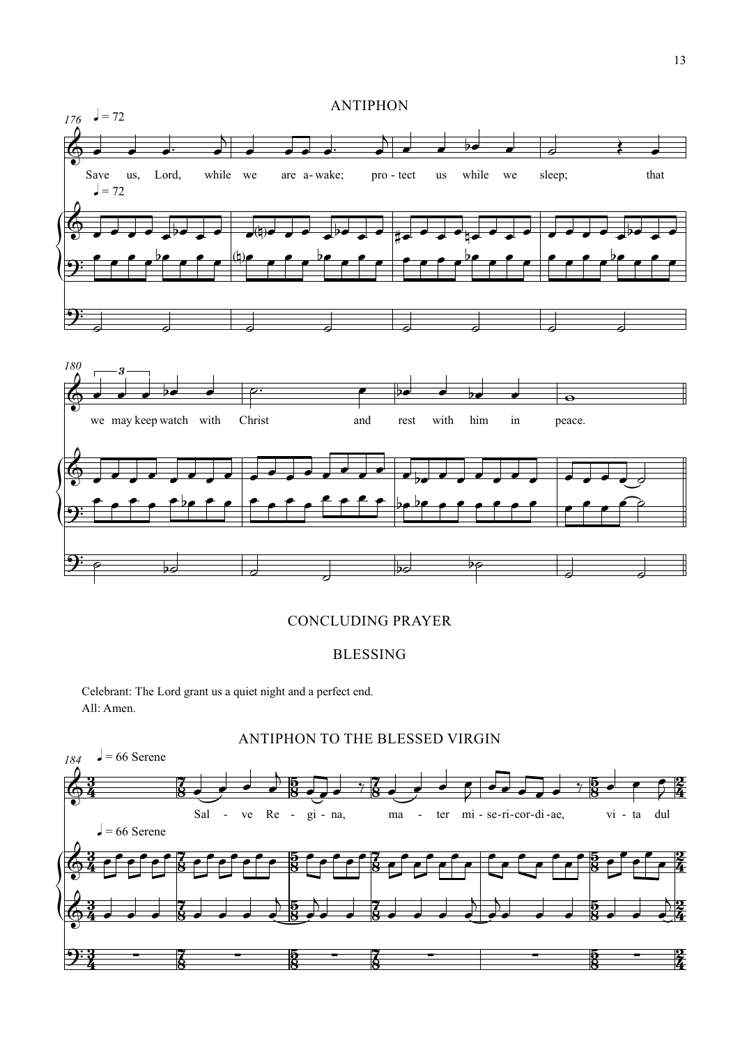## ANTIPHON

Save us, Lord, while we are awake; protect us while we sleep; that we may keep watch with Christ and rest with him in peace.

## CONCLUDING PRAYER

## BLESSING

Celebrant: The Lord grant us a quiet night and a perfect end.
All: Amen.

## ANTIPHON TO THE BLESSED VIRGIN

Salve Regina, mater misericordiae, vita dul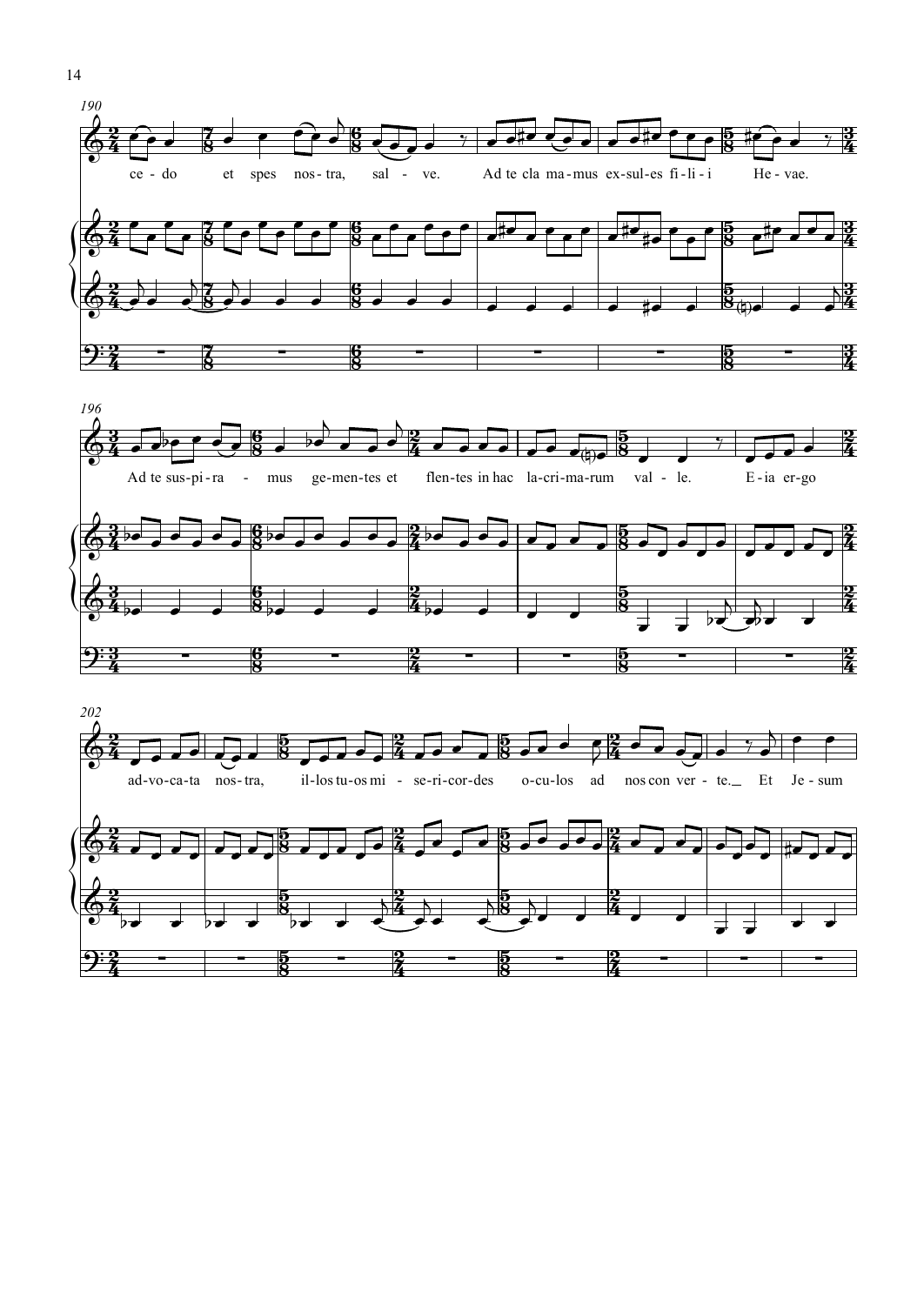*190*

ce - do et spes nos - tra, sal - ve. Ad te cla ma - mus ex - sul - es fi - li - i He - vae.

*196*

Ad te sus - pi - ra - mus ge - men - tes et flen - tes in hac la - cri - ma - rum val - le. E - ia er - go

*202*

ad - vo - ca - ta nos - tra, il - los tu - os mi - se - ri - cor - des o - cu - los ad nos con ver - te. Et Je - sum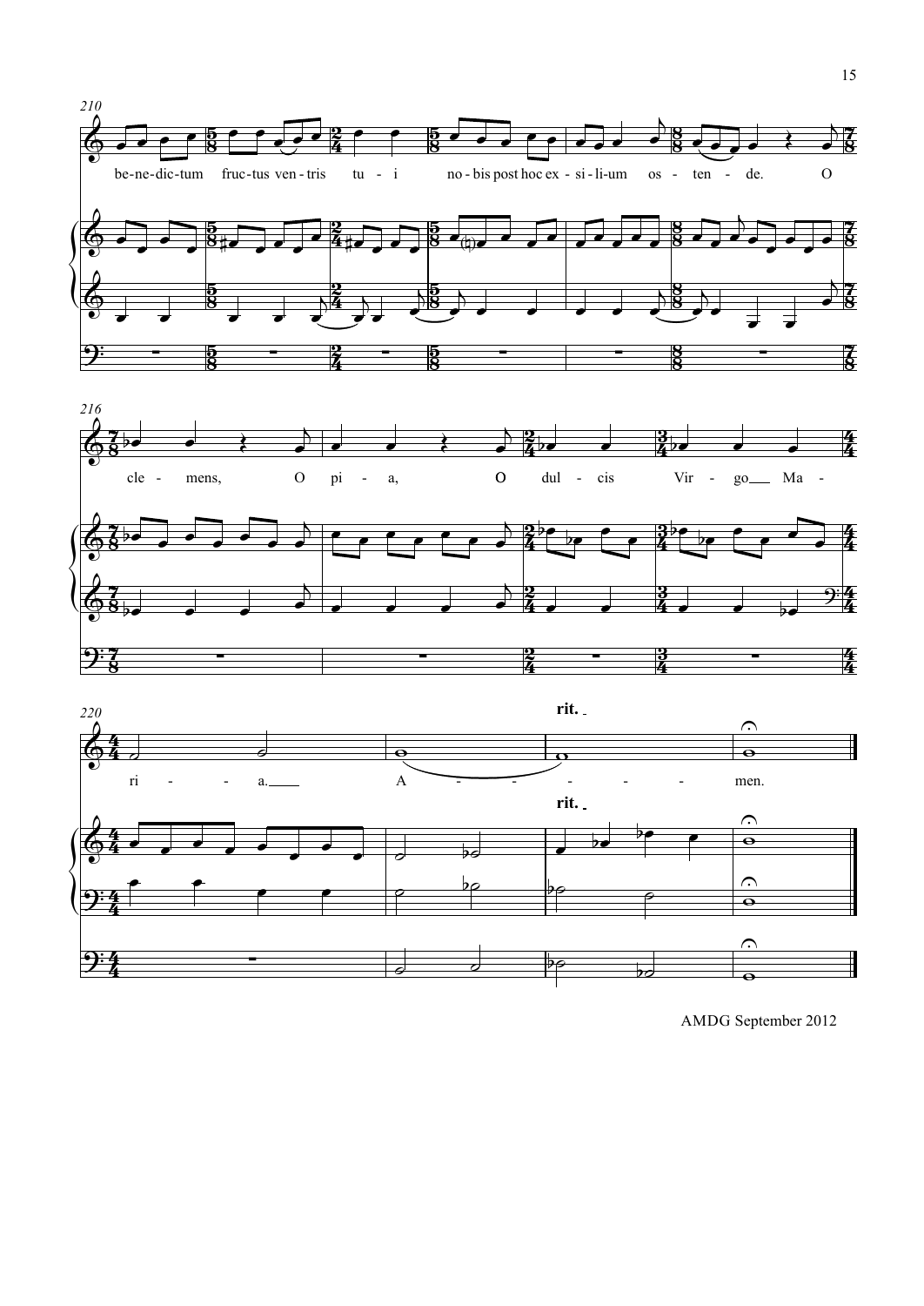210

be-ne-dic-tum fruc-tus ven-tris tu - i no - bis post hoc ex - si - li-um os - ten - de. O

216

cle - mens, O pi - a, O dul - cis Vir - go Ma -

220

rit.

ri - - a. A - - - - - men.

AMDG September 2012